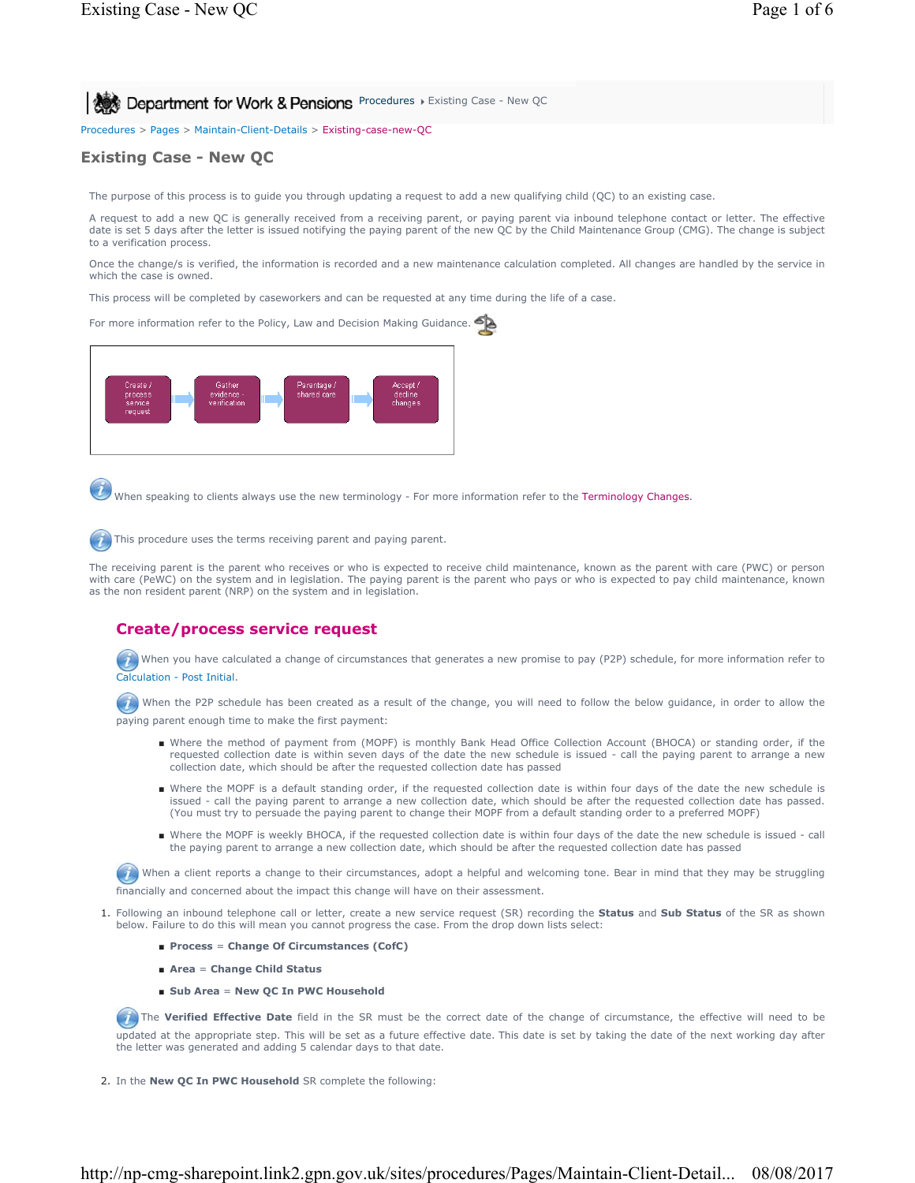Department for Work & Pensions Procedures ▸ Existing Case - New QC

Procedures > Pages > Maintain-Client-Details > Existing-case-new-QC

# Existing Case - New QC

The purpose of this process is to guide you through updating a request to add a new qualifying child (QC) to an existing case.

A request to add a new QC is generally received from a receiving parent, or paying parent via inbound telephone contact or letter. The effective date is set 5 days after the letter is issued notifying the paying parent of the new QC by the Child Maintenance Group (CMG). The change is subject to a verification process.

Once the change/s is verified, the information is recorded and a new maintenance calculation completed. All changes are handled by the service in which the case is owned.

This process will be completed by caseworkers and can be requested at any time during the life of a case.

For more information refer to the Policy, Law and Decision Making Guidance.

Create / process service request → Gather evidence - verification → Parentage / shared care → Accept / decline changes

When speaking to clients always use the new terminology - For more information refer to the Terminology Changes.

This procedure uses the terms receiving parent and paying parent.

The receiving parent is the parent who receives or who is expected to receive child maintenance, known as the parent with care (PWC) or person with care (PeWC) on the system and in legislation. The paying parent is the parent who pays or who is expected to pay child maintenance, known as the non resident parent (NRP) on the system and in legislation.

## Create/process service request

When you have calculated a change of circumstances that generates a new promise to pay (P2P) schedule, for more information refer to Calculation - Post Initial.

When the P2P schedule has been created as a result of the change, you will need to follow the below guidance, in order to allow the paying parent enough time to make the first payment:

- Where the method of payment from (MOPF) is monthly Bank Head Office Collection Account (BHOCA) or standing order, if the requested collection date is within seven days of the date the new schedule is issued - call the paying parent to arrange a new collection date, which should be after the requested collection date has passed
- Where the MOPF is a default standing order, if the requested collection date is within four days of the date the new schedule is issued - call the paying parent to arrange a new collection date, which should be after the requested collection date has passed. (You must try to persuade the paying parent to change their MOPF from a default standing order to a preferred MOPF)
- Where the MOPF is weekly BHOCA, if the requested collection date is within four days of the date the new schedule is issued - call the paying parent to arrange a new collection date, which should be after the requested collection date has passed

When a client reports a change to their circumstances, adopt a helpful and welcoming tone. Bear in mind that they may be struggling financially and concerned about the impact this change will have on their assessment.

1. Following an inbound telephone call or letter, create a new service request (SR) recording the **Status** and **Sub Status** of the SR as shown below. Failure to do this will mean you cannot progress the case. From the drop down lists select:
   - **Process** = **Change Of Circumstances (CofC)**
   - **Area** = **Change Child Status**
   - **Sub Area** = **New QC In PWC Household**

   The **Verified Effective Date** field in the SR must be the correct date of the change of circumstance, the effective will need to be updated at the appropriate step. This will be set as a future effective date. This date is set by taking the date of the next working day after the letter was generated and adding 5 calendar days to that date.

2. In the **New QC In PWC Household** SR complete the following: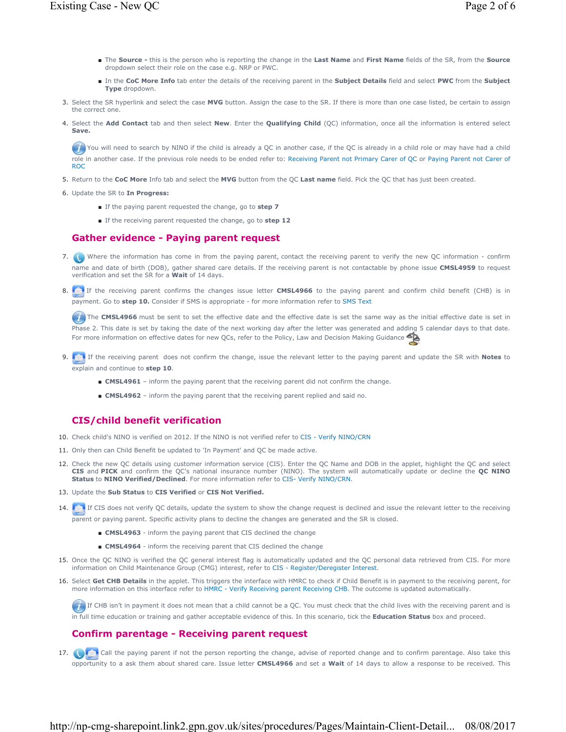- The **Source -** this is the person who is reporting the change in the **Last Name** and **First Name** fields of the SR, from the **Source** dropdown select their role on the case e.g. NRP or PWC.
- In the **CoC More Info** tab enter the details of the receiving parent in the **Subject Details** field and select **PWC** from the **Subject Type** dropdown.

3. Select the SR hyperlink and select the case **MVG** button. Assign the case to the SR. If there is more than one case listed, be certain to assign the correct one.
4. Select the **Add Contact** tab and then select **New**. Enter the **Qualifying Child** (QC) information, once all the information is entered select **Save.**

You will need to search by NINO if the child is already a QC in another case, if the QC is already in a child role or may have had a child role in another case. If the previous role needs to be ended refer to: Receiving Parent not Primary Carer of QC or Paying Parent not Carer of ROC

5. Return to the **CoC More** Info tab and select the **MVG** button from the QC **Last name** field. Pick the QC that has just been created.
6. Update the SR to **In Progress:**
   - If the paying parent requested the change, go to **step 7**
   - If the receiving parent requested the change, go to **step 12**

## Gather evidence - Paying parent request

7. Where the information has come in from the paying parent, contact the receiving parent to verify the new QC information - confirm name and date of birth (DOB), gather shared care details. If the receiving parent is not contactable by phone issue **CMSL4959** to request verification and set the SR for a **Wait** of 14 days.
8. If the receiving parent confirms the changes issue letter **CMSL4966** to the paying parent and confirm child benefit (CHB) is in payment. Go to **step 10.** Consider if SMS is appropriate - for more information refer to SMS Text

The **CMSL4966** must be sent to set the effective date and the effective date is set the same way as the initial effective date is set in Phase 2. This date is set by taking the date of the next working day after the letter was generated and adding 5 calendar days to that date. For more information on effective dates for new QCs, refer to the Policy, Law and Decision Making Guidance

9. If the receiving parent does not confirm the change, issue the relevant letter to the paying parent and update the SR with **Notes** to explain and continue to **step 10**.
   - **CMSL4961** – inform the paying parent that the receiving parent did not confirm the change.
   - **CMSL4962** – inform the paying parent that the receiving parent replied and said no.

## CIS/child benefit verification

10. Check child's NINO is verified on 2012. If the NINO is not verified refer to CIS - Verify NINO/CRN
11. Only then can Child Benefit be updated to 'In Payment' and QC be made active.
12. Check the new QC details using customer information service (CIS). Enter the QC Name and DOB in the applet, highlight the QC and select **CIS** and **PICK** and confirm the QC's national insurance number (NINO). The system will automatically update or decline the **QC NINO Status** to **NINO Verified/Declined**. For more information refer to CIS- Verify NINO/CRN.
13. Update the **Sub Status** to **CIS Verified** or **CIS Not Verified.**
14. If CIS does not verify QC details, update the system to show the change request is declined and issue the relevant letter to the receiving parent or paying parent. Specific activity plans to decline the changes are generated and the SR is closed.
    - **CMSL4963** - inform the paying parent that CIS declined the change
    - **CMSL4964** - inform the receiving parent that CIS declined the change
15. Once the QC NINO is verified the QC general interest flag is automatically updated and the QC personal data retrieved from CIS. For more information on Child Maintenance Group (CMG) interest, refer to CIS - Register/Deregister Interest.
16. Select **Get CHB Details** in the applet. This triggers the interface with HMRC to check if Child Benefit is in payment to the receiving parent, for more information on this interface refer to HMRC - Verify Receiving parent Receiving CHB. The outcome is updated automatically.

If CHB isn't in payment it does not mean that a child cannot be a QC. You must check that the child lives with the receiving parent and is in full time education or training and gather acceptable evidence of this. In this scenario, tick the **Education Status** box and proceed.

## Confirm parentage - Receiving parent request

17. Call the paying parent if not the person reporting the change, advise of reported change and to confirm parentage. Also take this opportunity to a ask them about shared care. Issue letter **CMSL4966** and set a **Wait** of 14 days to allow a response to be received. This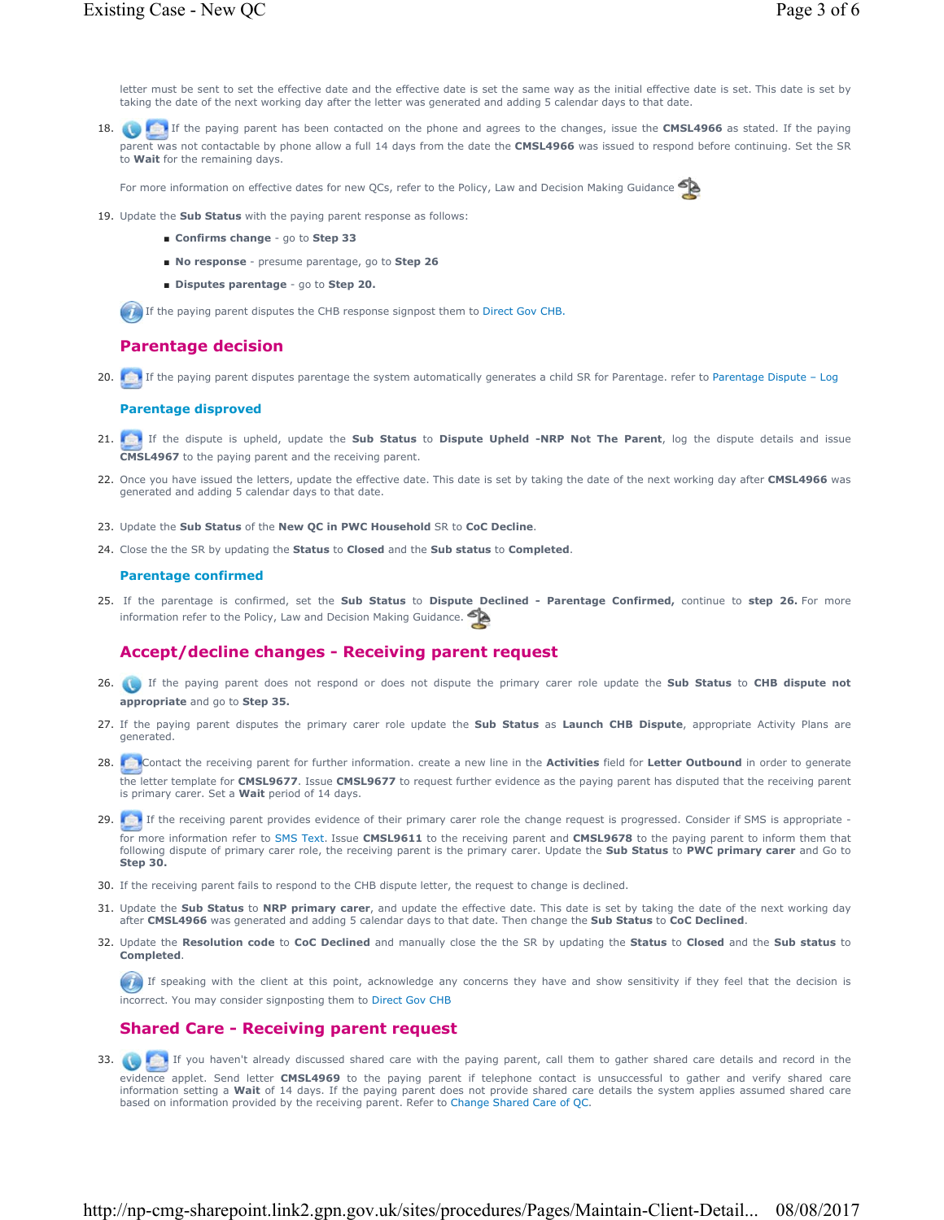letter must be sent to set the effective date and the effective date is set the same way as the initial effective date is set. This date is set by taking the date of the next working day after the letter was generated and adding 5 calendar days to that date.

18. If the paying parent has been contacted on the phone and agrees to the changes, issue the **CMSL4966** as stated. If the paying parent was not contactable by phone allow a full 14 days from the date the **CMSL4966** was issued to respond before continuing. Set the SR to **Wait** for the remaining days.

    For more information on effective dates for new QCs, refer to the Policy, Law and Decision Making Guidance

19. Update the **Sub Status** with the paying parent response as follows:
    - **Confirms change** - go to **Step 33**
    - **No response** - presume parentage, go to **Step 26**
    - **Disputes parentage** - go to **Step 20.**

    If the paying parent disputes the CHB response signpost them to Direct Gov CHB.

## Parentage decision

20. If the paying parent disputes parentage the system automatically generates a child SR for Parentage. refer to Parentage Dispute – Log

### Parentage disproved

21. If the dispute is upheld, update the **Sub Status** to **Dispute Upheld -NRP Not The Parent**, log the dispute details and issue **CMSL4967** to the paying parent and the receiving parent.
22. Once you have issued the letters, update the effective date. This date is set by taking the date of the next working day after **CMSL4966** was generated and adding 5 calendar days to that date.
23. Update the **Sub Status** of the **New QC in PWC Household** SR to **CoC Decline**.
24. Close the the SR by updating the **Status** to **Closed** and the **Sub status** to **Completed**.

### Parentage confirmed

25. If the parentage is confirmed, set the **Sub Status** to **Dispute Declined - Parentage Confirmed,** continue to **step 26.** For more information refer to the Policy, Law and Decision Making Guidance.

## Accept/decline changes - Receiving parent request

26. If the paying parent does not respond or does not dispute the primary carer role update the **Sub Status** to **CHB dispute not appropriate** and go to **Step 35.**
27. If the paying parent disputes the primary carer role update the **Sub Status** as **Launch CHB Dispute**, appropriate Activity Plans are generated.
28. Contact the receiving parent for further information. create a new line in the **Activities** field for **Letter Outbound** in order to generate the letter template for **CMSL9677**. Issue **CMSL9677** to request further evidence as the paying parent has disputed that the receiving parent is primary carer. Set a **Wait** period of 14 days.
29. If the receiving parent provides evidence of their primary carer role the change request is progressed. Consider if SMS is appropriate - for more information refer to SMS Text. Issue **CMSL9611** to the receiving parent and **CMSL9678** to the paying parent to inform them that following dispute of primary carer role, the receiving parent is the primary carer. Update the **Sub Status** to **PWC primary carer** and Go to **Step 30.**
30. If the receiving parent fails to respond to the CHB dispute letter, the request to change is declined.
31. Update the **Sub Status** to **NRP primary carer**, and update the effective date. This date is set by taking the date of the next working day after **CMSL4966** was generated and adding 5 calendar days to that date. Then change the **Sub Status** to **CoC Declined**.
32. Update the **Resolution code** to **CoC Declined** and manually close the the SR by updating the **Status** to **Closed** and the **Sub status** to **Completed**.

    If speaking with the client at this point, acknowledge any concerns they have and show sensitivity if they feel that the decision is incorrect. You may consider signposting them to Direct Gov CHB

## Shared Care - Receiving parent request

33. If you haven't already discussed shared care with the paying parent, call them to gather shared care details and record in the evidence applet. Send letter **CMSL4969** to the paying parent if telephone contact is unsuccessful to gather and verify shared care information setting a **Wait** of 14 days. If the paying parent does not provide shared care details the system applies assumed shared care based on information provided by the receiving parent. Refer to Change Shared Care of QC.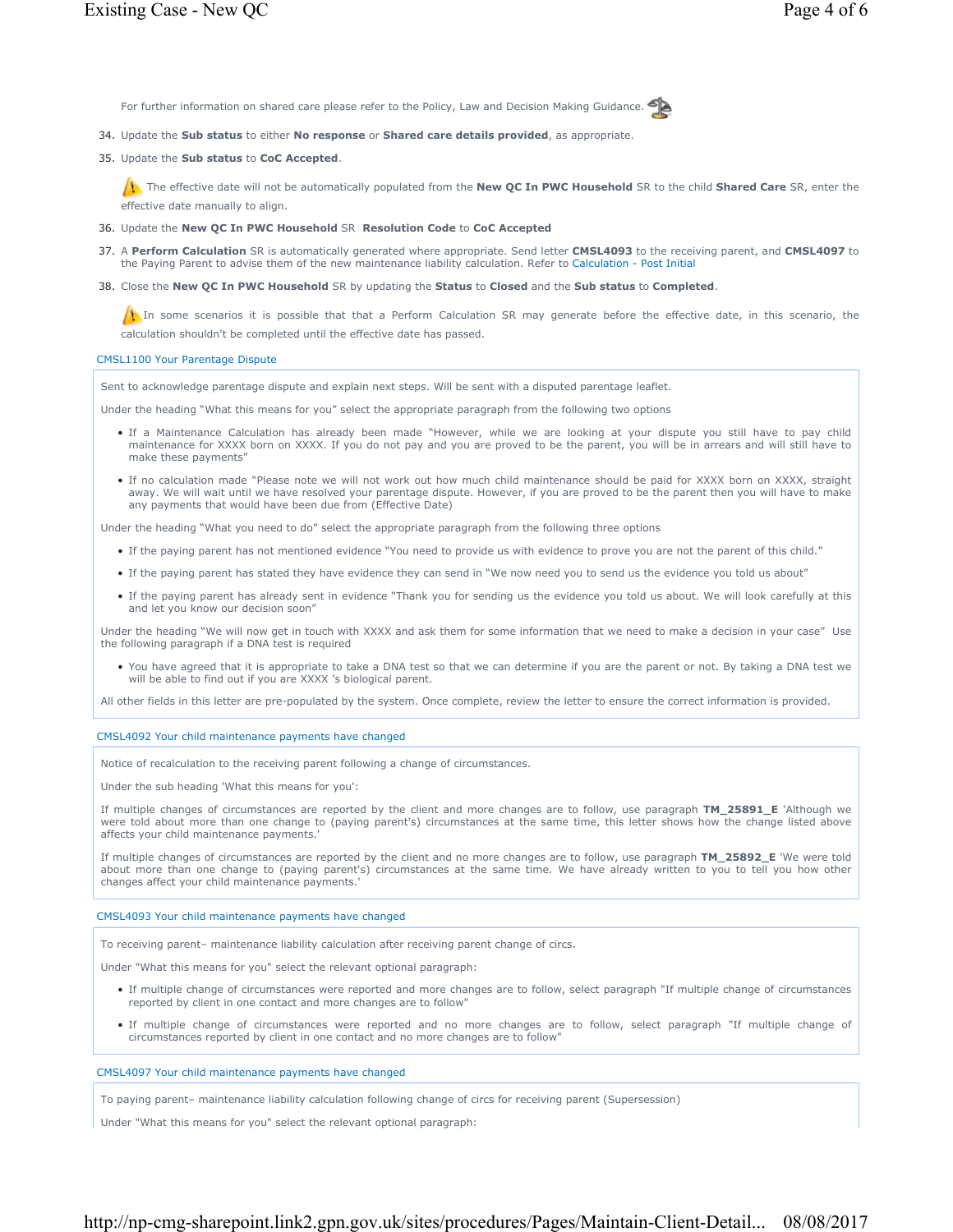For further information on shared care please refer to the Policy, Law and Decision Making Guidance.

34. Update the **Sub status** to either **No response** or **Shared care details provided**, as appropriate.

35. Update the **Sub status** to **CoC Accepted**.

   The effective date will not be automatically populated from the **New QC In PWC Household** SR to the child **Shared Care** SR, enter the effective date manually to align.

36. Update the **New QC In PWC Household** SR **Resolution Code** to **CoC Accepted**

37. A **Perform Calculation** SR is automatically generated where appropriate. Send letter **CMSL4093** to the receiving parent, and **CMSL4097** to the Paying Parent to advise them of the new maintenance liability calculation. Refer to Calculation - Post Initial

38. Close the **New QC In PWC Household** SR by updating the **Status** to **Closed** and the **Sub status** to **Completed**.

   In some scenarios it is possible that that a Perform Calculation SR may generate before the effective date, in this scenario, the calculation shouldn't be completed until the effective date has passed.

CMSL1100 Your Parentage Dispute

Sent to acknowledge parentage dispute and explain next steps. Will be sent with a disputed parentage leaflet.

Under the heading "What this means for you" select the appropriate paragraph from the following two options

- If a Maintenance Calculation has already been made "However, while we are looking at your dispute you still have to pay child maintenance for XXXX born on XXXX. If you do not pay and you are proved to be the parent, you will be in arrears and will still have to make these payments"
- If no calculation made "Please note we will not work out how much child maintenance should be paid for XXXX born on XXXX, straight away. We will wait until we have resolved your parentage dispute. However, if you are proved to be the parent then you will have to make any payments that would have been due from (Effective Date)

Under the heading "What you need to do" select the appropriate paragraph from the following three options

- If the paying parent has not mentioned evidence "You need to provide us with evidence to prove you are not the parent of this child."
- If the paying parent has stated they have evidence they can send in "We now need you to send us the evidence you told us about"
- If the paying parent has already sent in evidence "Thank you for sending us the evidence you told us about. We will look carefully at this and let you know our decision soon"

Under the heading "We will now get in touch with XXXX and ask them for some information that we need to make a decision in your case" Use the following paragraph if a DNA test is required

- You have agreed that it is appropriate to take a DNA test so that we can determine if you are the parent or not. By taking a DNA test we will be able to find out if you are XXXX 's biological parent.

All other fields in this letter are pre-populated by the system. Once complete, review the letter to ensure the correct information is provided.

CMSL4092 Your child maintenance payments have changed

Notice of recalculation to the receiving parent following a change of circumstances.

Under the sub heading 'What this means for you':

If multiple changes of circumstances are reported by the client and more changes are to follow, use paragraph **TM_25891_E** 'Although we were told about more than one change to (paying parent's) circumstances at the same time, this letter shows how the change listed above affects your child maintenance payments.'

If multiple changes of circumstances are reported by the client and no more changes are to follow, use paragraph **TM_25892_E** 'We were told about more than one change to (paying parent's) circumstances at the same time. We have already written to you to tell you how other changes affect your child maintenance payments.'

CMSL4093 Your child maintenance payments have changed

To receiving parent– maintenance liability calculation after receiving parent change of circs.

Under "What this means for you" select the relevant optional paragraph:

- If multiple change of circumstances were reported and more changes are to follow, select paragraph "If multiple change of circumstances reported by client in one contact and more changes are to follow"
- If multiple change of circumstances were reported and no more changes are to follow, select paragraph "If multiple change of circumstances reported by client in one contact and no more changes are to follow"

CMSL4097 Your child maintenance payments have changed

To paying parent– maintenance liability calculation following change of circs for receiving parent (Supersession)

Under "What this means for you" select the relevant optional paragraph: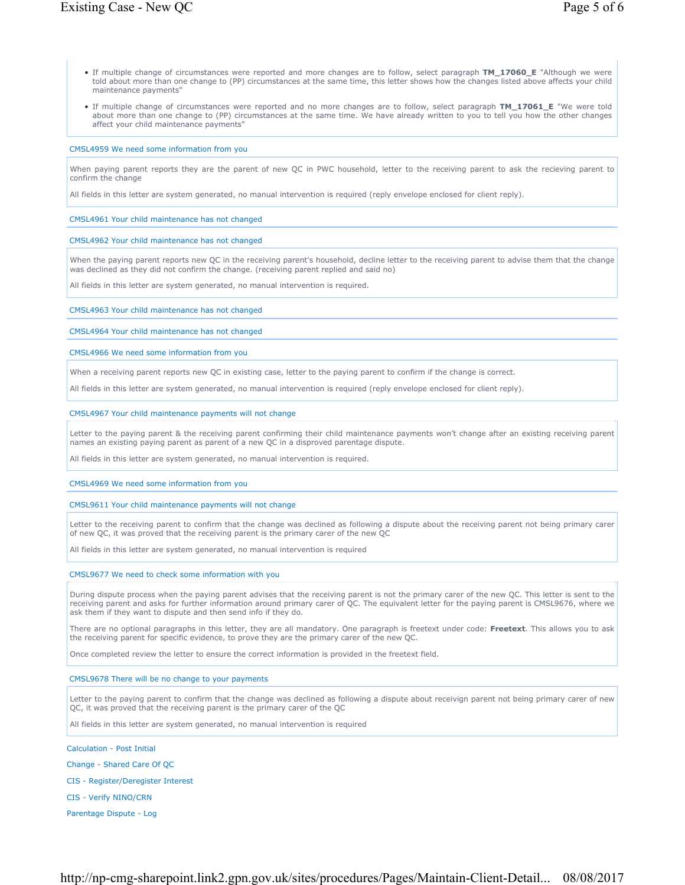- If multiple change of circumstances were reported and more changes are to follow, select paragraph **TM_17060_E** "Although we were told about more than one change to (PP) circumstances at the same time, this letter shows how the changes listed above affects your child maintenance payments"
- If multiple change of circumstances were reported and no more changes are to follow, select paragraph **TM_17061_E** "We were told about more than one change to (PP) circumstances at the same time. We have already written to you to tell you how the other changes affect your child maintenance payments"

### CMSL4959 We need some information from you

When paying parent reports they are the parent of new QC in PWC household, letter to the receiving parent to ask the recieving parent to confirm the change

All fields in this letter are system generated, no manual intervention is required (reply envelope enclosed for client reply).

### CMSL4961 Your child maintenance has not changed

### CMSL4962 Your child maintenance has not changed

When the paying parent reports new QC in the receiving parent's household, decline letter to the receiving parent to advise them that the change was declined as they did not confirm the change. (receiving parent replied and said no)

All fields in this letter are system generated, no manual intervention is required.

### CMSL4963 Your child maintenance has not changed

### CMSL4964 Your child maintenance has not changed

### CMSL4966 We need some information from you

When a receiving parent reports new QC in existing case, letter to the paying parent to confirm if the change is correct.

All fields in this letter are system generated, no manual intervention is required (reply envelope enclosed for client reply).

### CMSL4967 Your child maintenance payments will not change

Letter to the paying parent & the receiving parent confirming their child maintenance payments won't change after an existing receiving parent names an existing paying parent as parent of a new QC in a disproved parentage dispute.

All fields in this letter are system generated, no manual intervention is required.

### CMSL4969 We need some information from you

### CMSL9611 Your child maintenance payments will not change

Letter to the receiving parent to confirm that the change was declined as following a dispute about the receiving parent not being primary carer of new QC, it was proved that the receiving parent is the primary carer of the new QC

All fields in this letter are system generated, no manual intervention is required

### CMSL9677 We need to check some information with you

During dispute process when the paying parent advises that the receiving parent is not the primary carer of the new QC. This letter is sent to the receiving parent and asks for further information around primary carer of QC. The equivalent letter for the paying parent is CMSL9676, where we ask them if they want to dispute and then send info if they do.

There are no optional paragraphs in this letter, they are all mandatory. One paragraph is freetext under code: **Freetext**. This allows you to ask the receiving parent for specific evidence, to prove they are the primary carer of the new QC.

Once completed review the letter to ensure the correct information is provided in the freetext field.

### CMSL9678 There will be no change to your payments

Letter to the paying parent to confirm that the change was declined as following a dispute about receivign parent not being primary carer of new QC, it was proved that the receiving parent is the primary carer of the QC

All fields in this letter are system generated, no manual intervention is required

Calculation - Post Initial

Change - Shared Care Of QC

CIS - Register/Deregister Interest

CIS - Verify NINO/CRN

Parentage Dispute - Log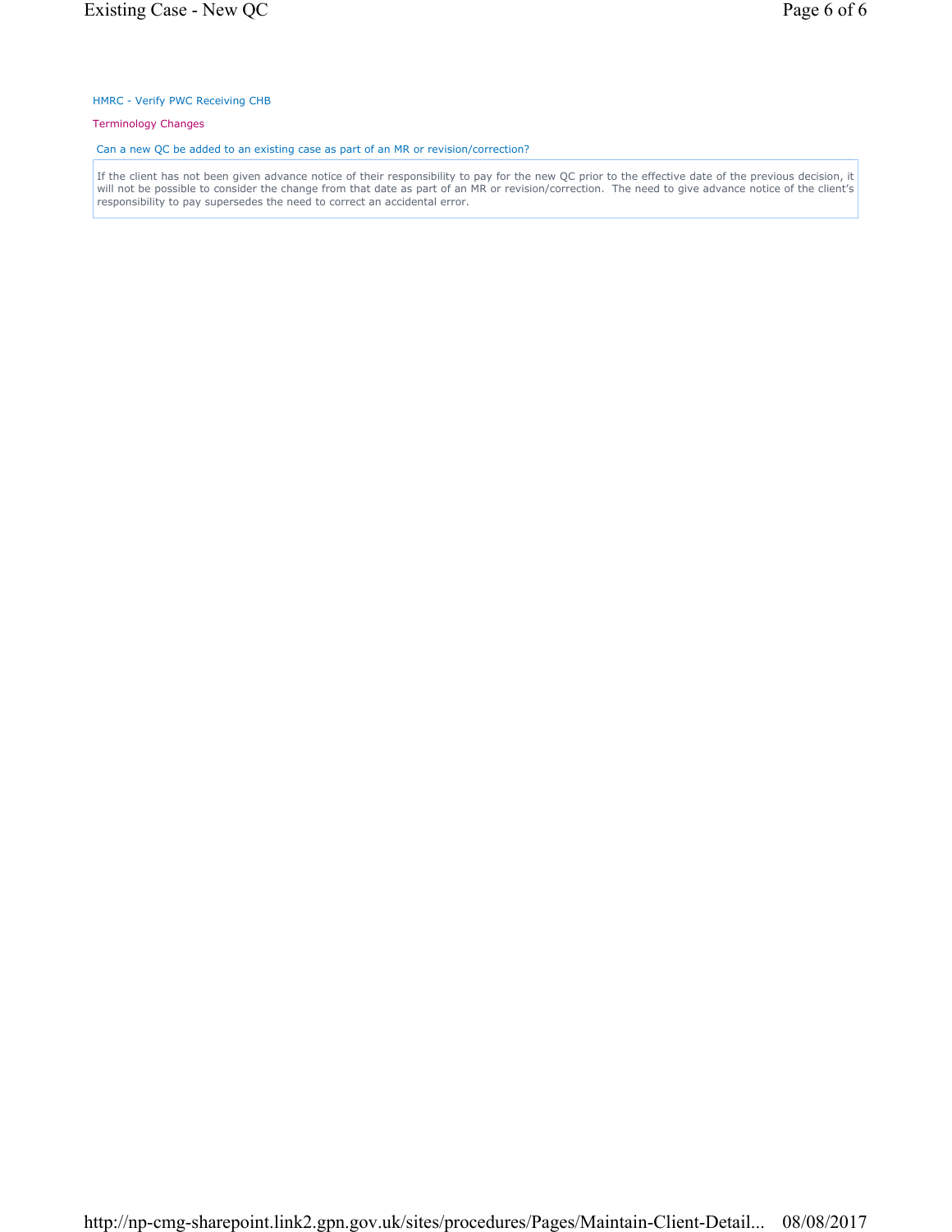HMRC - Verify PWC Receiving CHB

Terminology Changes

Can a new QC be added to an existing case as part of an MR or revision/correction?

If the client has not been given advance notice of their responsibility to pay for the new QC prior to the effective date of the previous decision, it will not be possible to consider the change from that date as part of an MR or revision/correction. The need to give advance notice of the client's responsibility to pay supersedes the need to correct an accidental error.